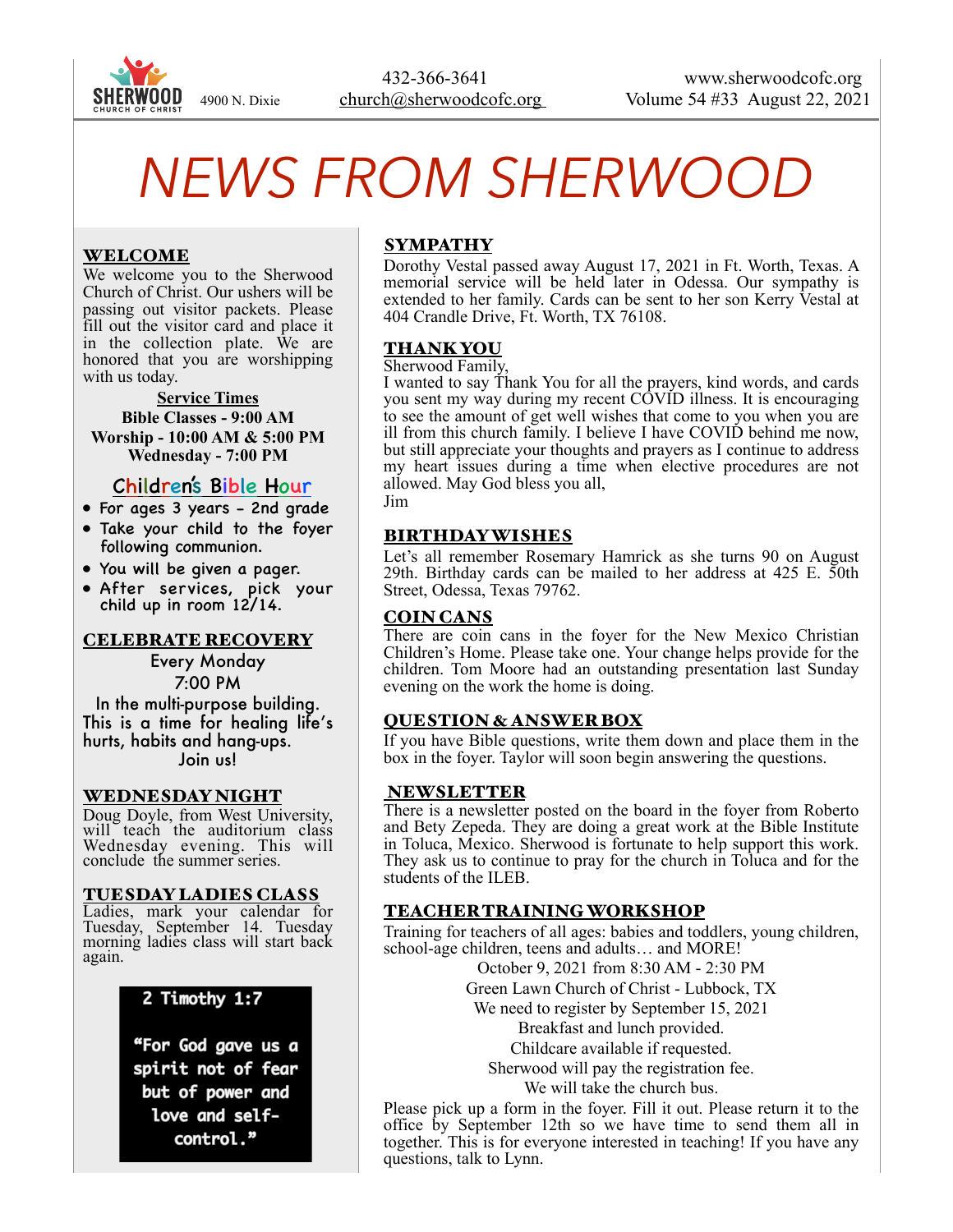SHERWOOD CHURCH OF CHRIST 4900 N. Dixie

432-366-3641
church@sherwoodcofc.org

www.sherwoodcofc.org
Volume 54 #33 August 22, 2021

# NEWS FROM SHERWOOD

## WELCOME

We welcome you to the Sherwood Church of Christ. Our ushers will be passing out visitor packets. Please fill out the visitor card and place it in the collection plate. We are honored that you are worshipping with us today.

**Service Times**
**Bible Classes - 9:00 AM**
**Worship - 10:00 AM & 5:00 PM**
**Wednesday - 7:00 PM**

## Children's Bible Hour

- For ages 3 years - 2nd grade
- Take your child to the foyer following communion.
- You will be given a pager.
- After services, pick your child up in room 12/14.

## CELEBRATE RECOVERY

Every Monday
7:00 PM
In the multi-purpose building.
This is a time for healing life's hurts, habits and hang-ups.
Join us!

## WEDNESDAY NIGHT

Doug Doyle, from West University, will teach the auditorium class Wednesday evening. This will conclude the summer series.

## TUESDAY LADIES CLASS

Ladies, mark your calendar for Tuesday, September 14. Tuesday morning ladies class will start back again.

**2 Timothy 1:7**

**"For God gave us a spirit not of fear but of power and love and self-control."**

## SYMPATHY

Dorothy Vestal passed away August 17, 2021 in Ft. Worth, Texas. A memorial service will be held later in Odessa. Our sympathy is extended to her family. Cards can be sent to her son Kerry Vestal at 404 Crandle Drive, Ft. Worth, TX 76108.

## THANK YOU

Sherwood Family,
I wanted to say Thank You for all the prayers, kind words, and cards you sent my way during my recent COVID illness. It is encouraging to see the amount of get well wishes that come to you when you are ill from this church family. I believe I have COVID behind me now, but still appreciate your thoughts and prayers as I continue to address my heart issues during a time when elective procedures are not allowed. May God bless you all,
Jim

## BIRTHDAY WISHES

Let's all remember Rosemary Hamrick as she turns 90 on August 29th. Birthday cards can be mailed to her address at 425 E. 50th Street, Odessa, Texas 79762.

## COIN CANS

There are coin cans in the foyer for the New Mexico Christian Children's Home. Please take one. Your change helps provide for the children. Tom Moore had an outstanding presentation last Sunday evening on the work the home is doing.

## QUESTION & ANSWER BOX

If you have Bible questions, write them down and place them in the box in the foyer. Taylor will soon begin answering the questions.

## NEWSLETTER

There is a newsletter posted on the board in the foyer from Roberto and Bety Zepeda. They are doing a great work at the Bible Institute in Toluca, Mexico. Sherwood is fortunate to help support this work. They ask us to continue to pray for the church in Toluca and for the students of the ILEB.

## TEACHER TRAINING WORKSHOP

Training for teachers of all ages: babies and toddlers, young children, school-age children, teens and adults… and MORE!

October 9, 2021 from 8:30 AM - 2:30 PM
Green Lawn Church of Christ - Lubbock, TX
We need to register by September 15, 2021
Breakfast and lunch provided.
Childcare available if requested.
Sherwood will pay the registration fee.
We will take the church bus.

Please pick up a form in the foyer. Fill it out. Please return it to the office by September 12th so we have time to send them all in together. This is for everyone interested in teaching! If you have any questions, talk to Lynn.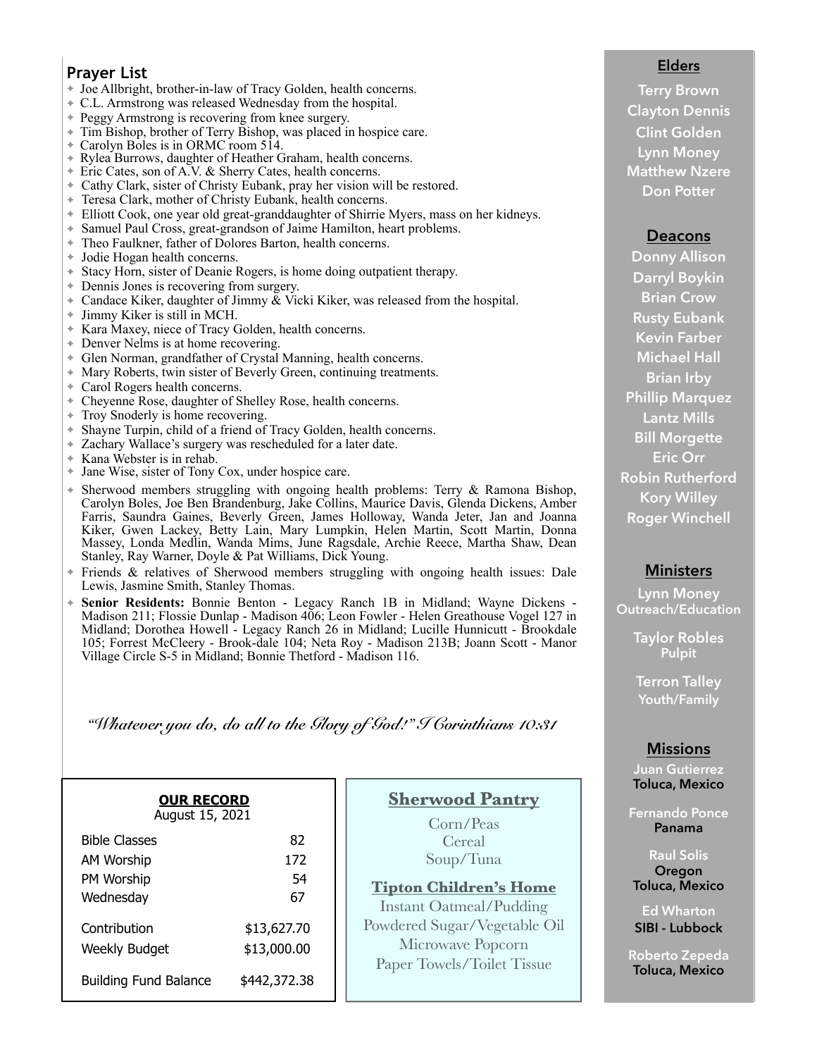## Prayer List

- Joe Allbright, brother-in-law of Tracy Golden, health concerns.
- C.L. Armstrong was released Wednesday from the hospital.
- Peggy Armstrong is recovering from knee surgery.
- Tim Bishop, brother of Terry Bishop, was placed in hospice care.
- Carolyn Boles is in ORMC room 514.
- Rylea Burrows, daughter of Heather Graham, health concerns.
- Eric Cates, son of A.V. & Sherry Cates, health concerns.
- Cathy Clark, sister of Christy Eubank, pray her vision will be restored.
- Teresa Clark, mother of Christy Eubank, health concerns.
- Elliott Cook, one year old great-granddaughter of Shirrie Myers, mass on her kidneys.
- Samuel Paul Cross, great-grandson of Jaime Hamilton, heart problems.
- Theo Faulkner, father of Dolores Barton, health concerns.
- Jodie Hogan health concerns.
- Stacy Horn, sister of Deanie Rogers, is home doing outpatient therapy.
- Dennis Jones is recovering from surgery.
- Candace Kiker, daughter of Jimmy & Vicki Kiker, was released from the hospital.
- Jimmy Kiker is still in MCH.
- Kara Maxey, niece of Tracy Golden, health concerns.
- Denver Nelms is at home recovering.
- Glen Norman, grandfather of Crystal Manning, health concerns.
- Mary Roberts, twin sister of Beverly Green, continuing treatments.
- Carol Rogers health concerns.
- Cheyenne Rose, daughter of Shelley Rose, health concerns.
- Troy Snoderly is home recovering.
- Shayne Turpin, child of a friend of Tracy Golden, health concerns.
- Zachary Wallace's surgery was rescheduled for a later date.
- Kana Webster is in rehab.
- Jane Wise, sister of Tony Cox, under hospice care.
- Sherwood members struggling with ongoing health problems: Terry & Ramona Bishop, Carolyn Boles, Joe Ben Brandenburg, Jake Collins, Maurice Davis, Glenda Dickens, Amber Farris, Saundra Gaines, Beverly Green, James Holloway, Wanda Jeter, Jan and Joanna Kiker, Gwen Lackey, Betty Lain, Mary Lumpkin, Helen Martin, Scott Martin, Donna Massey, Londa Medlin, Wanda Mims, June Ragsdale, Archie Reece, Martha Shaw, Dean Stanley, Ray Warner, Doyle & Pat Williams, Dick Young.
- Friends & relatives of Sherwood members struggling with ongoing health issues: Dale Lewis, Jasmine Smith, Stanley Thomas.
- **Senior Residents:** Bonnie Benton - Legacy Ranch 1B in Midland; Wayne Dickens - Madison 211; Flossie Dunlap - Madison 406; Leon Fowler - Helen Greathouse Vogel 127 in Midland; Dorothea Howell - Legacy Ranch 26 in Midland; Lucille Hunnicutt - Brookdale 105; Forrest McCleery - Brook-dale 104; Neta Roy - Madison 213B; Joann Scott - Manor Village Circle S-5 in Midland; Bonnie Thetford - Madison 116.

*"Whatever you do, do all to the Glory of God!" I Corinthians 10:31*

**OUR RECORD**
August 15, 2021

| | |
|---|---|
| Bible Classes | 82 |
| AM Worship | 172 |
| PM Worship | 54 |
| Wednesday | 67 |
| Contribution | $13,627.70 |
| Weekly Budget | $13,000.00 |
| Building Fund Balance | $442,372.38 |

**Sherwood Pantry**

Corn/Peas
Cereal
Soup/Tuna

**Tipton Children's Home**

Instant Oatmeal/Pudding
Powdered Sugar/Vegetable Oil
Microwave Popcorn
Paper Towels/Toilet Tissue

### Elders

Terry Brown
Clayton Dennis
Clint Golden
Lynn Money
Matthew Nzere
Don Potter

### Deacons

Donny Allison
Darryl Boykin
Brian Crow
Rusty Eubank
Kevin Farber
Michael Hall
Brian Irby
Phillip Marquez
Lantz Mills
Bill Morgette
Eric Orr
Robin Rutherford
Kory Willey
Roger Winchell

### Ministers

Lynn Money
Outreach/Education

Taylor Robles
Pulpit

Terron Talley
Youth/Family

### Missions

Juan Gutierrez
Toluca, Mexico

Fernando Ponce
Panama

Raul Solis
Oregon
Toluca, Mexico

Ed Wharton
SIBI - Lubbock

Roberto Zepeda
Toluca, Mexico